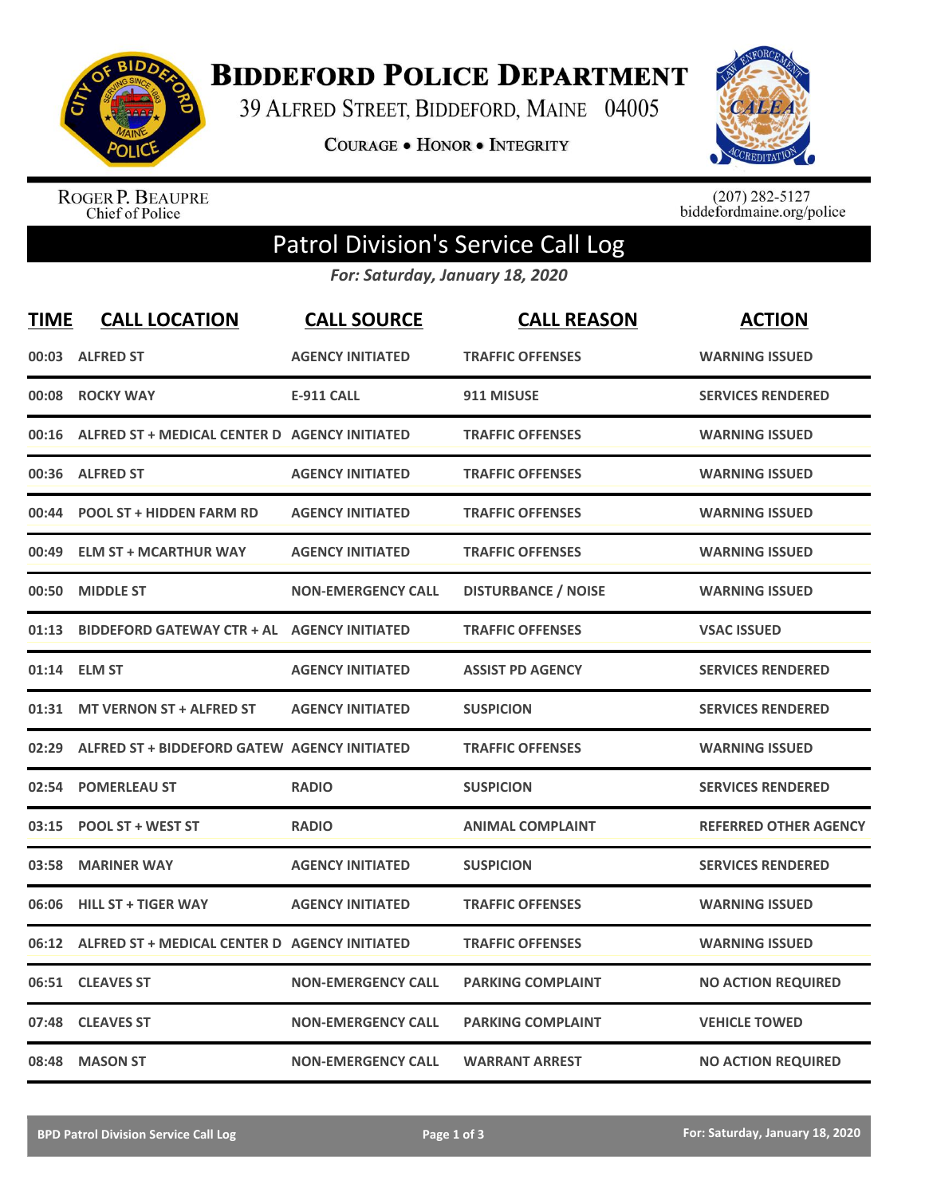# Biddeford Police Department

39 Alfred Street, Biddeford, Maine 04005

Courage • Honor • Integrity

Roger P. Beaupre
Chief of Police

(207) 282-5127
biddefordmaine.org/police

## Patrol Division's Service Call Log

*For: Saturday, January 18, 2020*

| TIME | CALL LOCATION | CALL SOURCE | CALL REASON | ACTION |
|---|---|---|---|---|
| 00:03 | ALFRED ST | AGENCY INITIATED | TRAFFIC OFFENSES | WARNING ISSUED |
| 00:08 | ROCKY WAY | E-911 CALL | 911 MISUSE | SERVICES RENDERED |
| 00:16 | ALFRED ST + MEDICAL CENTER D | AGENCY INITIATED | TRAFFIC OFFENSES | WARNING ISSUED |
| 00:36 | ALFRED ST | AGENCY INITIATED | TRAFFIC OFFENSES | WARNING ISSUED |
| 00:44 | POOL ST + HIDDEN FARM RD | AGENCY INITIATED | TRAFFIC OFFENSES | WARNING ISSUED |
| 00:49 | ELM ST + MCARTHUR WAY | AGENCY INITIATED | TRAFFIC OFFENSES | WARNING ISSUED |
| 00:50 | MIDDLE ST | NON-EMERGENCY CALL | DISTURBANCE / NOISE | WARNING ISSUED |
| 01:13 | BIDDEFORD GATEWAY CTR + AL | AGENCY INITIATED | TRAFFIC OFFENSES | VSAC ISSUED |
| 01:14 | ELM ST | AGENCY INITIATED | ASSIST PD AGENCY | SERVICES RENDERED |
| 01:31 | MT VERNON ST + ALFRED ST | AGENCY INITIATED | SUSPICION | SERVICES RENDERED |
| 02:29 | ALFRED ST + BIDDEFORD GATEW | AGENCY INITIATED | TRAFFIC OFFENSES | WARNING ISSUED |
| 02:54 | POMERLEAU ST | RADIO | SUSPICION | SERVICES RENDERED |
| 03:15 | POOL ST + WEST ST | RADIO | ANIMAL COMPLAINT | REFERRED OTHER AGENCY |
| 03:58 | MARINER WAY | AGENCY INITIATED | SUSPICION | SERVICES RENDERED |
| 06:06 | HILL ST + TIGER WAY | AGENCY INITIATED | TRAFFIC OFFENSES | WARNING ISSUED |
| 06:12 | ALFRED ST + MEDICAL CENTER D | AGENCY INITIATED | TRAFFIC OFFENSES | WARNING ISSUED |
| 06:51 | CLEAVES ST | NON-EMERGENCY CALL | PARKING COMPLAINT | NO ACTION REQUIRED |
| 07:48 | CLEAVES ST | NON-EMERGENCY CALL | PARKING COMPLAINT | VEHICLE TOWED |
| 08:48 | MASON ST | NON-EMERGENCY CALL | WARRANT ARREST | NO ACTION REQUIRED |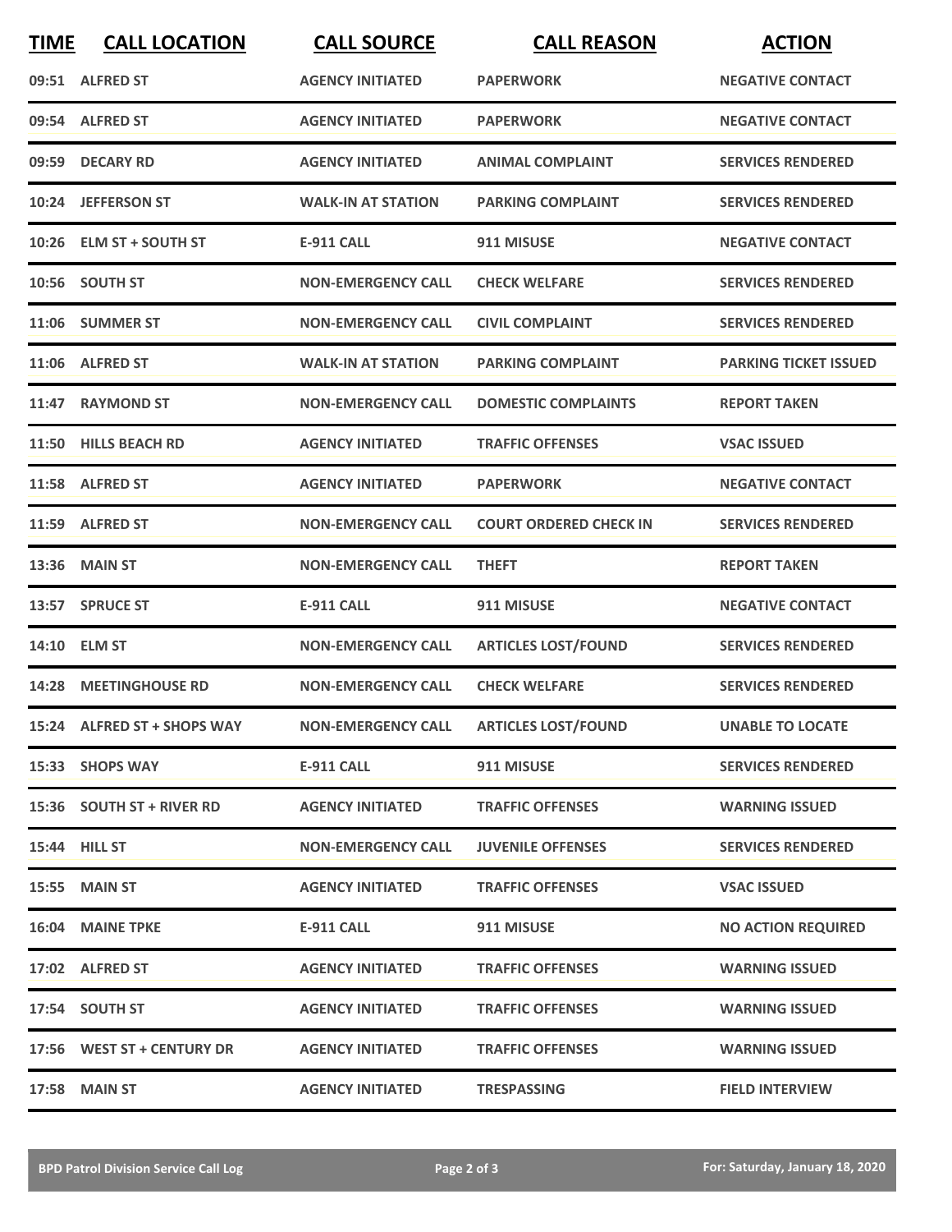| TIME | CALL LOCATION | CALL SOURCE | CALL REASON | ACTION |
|---|---|---|---|---|
| 09:51 | ALFRED ST | AGENCY INITIATED | PAPERWORK | NEGATIVE CONTACT |
| 09:54 | ALFRED ST | AGENCY INITIATED | PAPERWORK | NEGATIVE CONTACT |
| 09:59 | DECARY RD | AGENCY INITIATED | ANIMAL COMPLAINT | SERVICES RENDERED |
| 10:24 | JEFFERSON ST | WALK-IN AT STATION | PARKING COMPLAINT | SERVICES RENDERED |
| 10:26 | ELM ST + SOUTH ST | E-911 CALL | 911 MISUSE | NEGATIVE CONTACT |
| 10:56 | SOUTH ST | NON-EMERGENCY CALL | CHECK WELFARE | SERVICES RENDERED |
| 11:06 | SUMMER ST | NON-EMERGENCY CALL | CIVIL COMPLAINT | SERVICES RENDERED |
| 11:06 | ALFRED ST | WALK-IN AT STATION | PARKING COMPLAINT | PARKING TICKET ISSUED |
| 11:47 | RAYMOND ST | NON-EMERGENCY CALL | DOMESTIC COMPLAINTS | REPORT TAKEN |
| 11:50 | HILLS BEACH RD | AGENCY INITIATED | TRAFFIC OFFENSES | VSAC ISSUED |
| 11:58 | ALFRED ST | AGENCY INITIATED | PAPERWORK | NEGATIVE CONTACT |
| 11:59 | ALFRED ST | NON-EMERGENCY CALL | COURT ORDERED CHECK IN | SERVICES RENDERED |
| 13:36 | MAIN ST | NON-EMERGENCY CALL | THEFT | REPORT TAKEN |
| 13:57 | SPRUCE ST | E-911 CALL | 911 MISUSE | NEGATIVE CONTACT |
| 14:10 | ELM ST | NON-EMERGENCY CALL | ARTICLES LOST/FOUND | SERVICES RENDERED |
| 14:28 | MEETINGHOUSE RD | NON-EMERGENCY CALL | CHECK WELFARE | SERVICES RENDERED |
| 15:24 | ALFRED ST + SHOPS WAY | NON-EMERGENCY CALL | ARTICLES LOST/FOUND | UNABLE TO LOCATE |
| 15:33 | SHOPS WAY | E-911 CALL | 911 MISUSE | SERVICES RENDERED |
| 15:36 | SOUTH ST + RIVER RD | AGENCY INITIATED | TRAFFIC OFFENSES | WARNING ISSUED |
| 15:44 | HILL ST | NON-EMERGENCY CALL | JUVENILE OFFENSES | SERVICES RENDERED |
| 15:55 | MAIN ST | AGENCY INITIATED | TRAFFIC OFFENSES | VSAC ISSUED |
| 16:04 | MAINE TPKE | E-911 CALL | 911 MISUSE | NO ACTION REQUIRED |
| 17:02 | ALFRED ST | AGENCY INITIATED | TRAFFIC OFFENSES | WARNING ISSUED |
| 17:54 | SOUTH ST | AGENCY INITIATED | TRAFFIC OFFENSES | WARNING ISSUED |
| 17:56 | WEST ST + CENTURY DR | AGENCY INITIATED | TRAFFIC OFFENSES | WARNING ISSUED |
| 17:58 | MAIN ST | AGENCY INITIATED | TRESPASSING | FIELD INTERVIEW |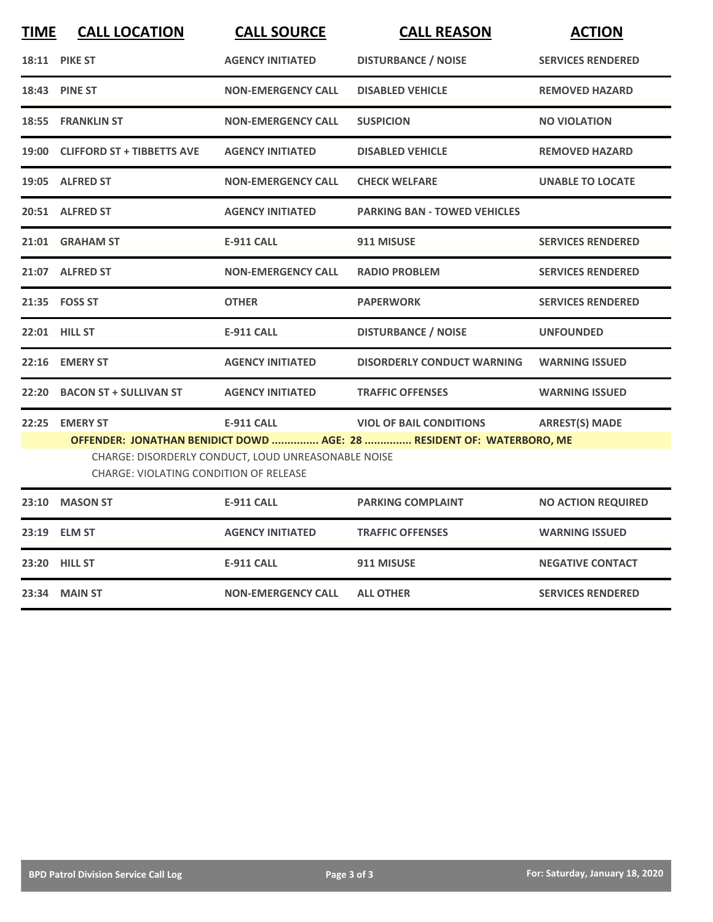| TIME | CALL LOCATION | CALL SOURCE | CALL REASON | ACTION |
|---|---|---|---|---|
| 18:11 | PIKE ST | AGENCY INITIATED | DISTURBANCE / NOISE | SERVICES RENDERED |
| 18:43 | PINE ST | NON-EMERGENCY CALL | DISABLED VEHICLE | REMOVED HAZARD |
| 18:55 | FRANKLIN ST | NON-EMERGENCY CALL | SUSPICION | NO VIOLATION |
| 19:00 | CLIFFORD ST + TIBBETTS AVE | AGENCY INITIATED | DISABLED VEHICLE | REMOVED HAZARD |
| 19:05 | ALFRED ST | NON-EMERGENCY CALL | CHECK WELFARE | UNABLE TO LOCATE |
| 20:51 | ALFRED ST | AGENCY INITIATED | PARKING BAN - TOWED VEHICLES | |
| 21:01 | GRAHAM ST | E-911 CALL | 911 MISUSE | SERVICES RENDERED |
| 21:07 | ALFRED ST | NON-EMERGENCY CALL | RADIO PROBLEM | SERVICES RENDERED |
| 21:35 | FOSS ST | OTHER | PAPERWORK | SERVICES RENDERED |
| 22:01 | HILL ST | E-911 CALL | DISTURBANCE / NOISE | UNFOUNDED |
| 22:16 | EMERY ST | AGENCY INITIATED | DISORDERLY CONDUCT WARNING | WARNING ISSUED |
| 22:20 | BACON ST + SULLIVAN ST | AGENCY INITIATED | TRAFFIC OFFENSES | WARNING ISSUED |
| 22:25 | EMERY ST | E-911 CALL | VIOL OF BAIL CONDITIONS | ARREST(S) MADE |

**OFFENDER: JONATHAN BENIDICT DOWD ............... AGE: 28 ............... RESIDENT OF: WATERBORO, ME**

CHARGE: DISORDERLY CONDUCT, LOUD UNREASONABLE NOISE

CHARGE: VIOLATING CONDITION OF RELEASE

| TIME | CALL LOCATION | CALL SOURCE | CALL REASON | ACTION |
|---|---|---|---|---|
| 23:10 | MASON ST | E-911 CALL | PARKING COMPLAINT | NO ACTION REQUIRED |
| 23:19 | ELM ST | AGENCY INITIATED | TRAFFIC OFFENSES | WARNING ISSUED |
| 23:20 | HILL ST | E-911 CALL | 911 MISUSE | NEGATIVE CONTACT |
| 23:34 | MAIN ST | NON-EMERGENCY CALL | ALL OTHER | SERVICES RENDERED |